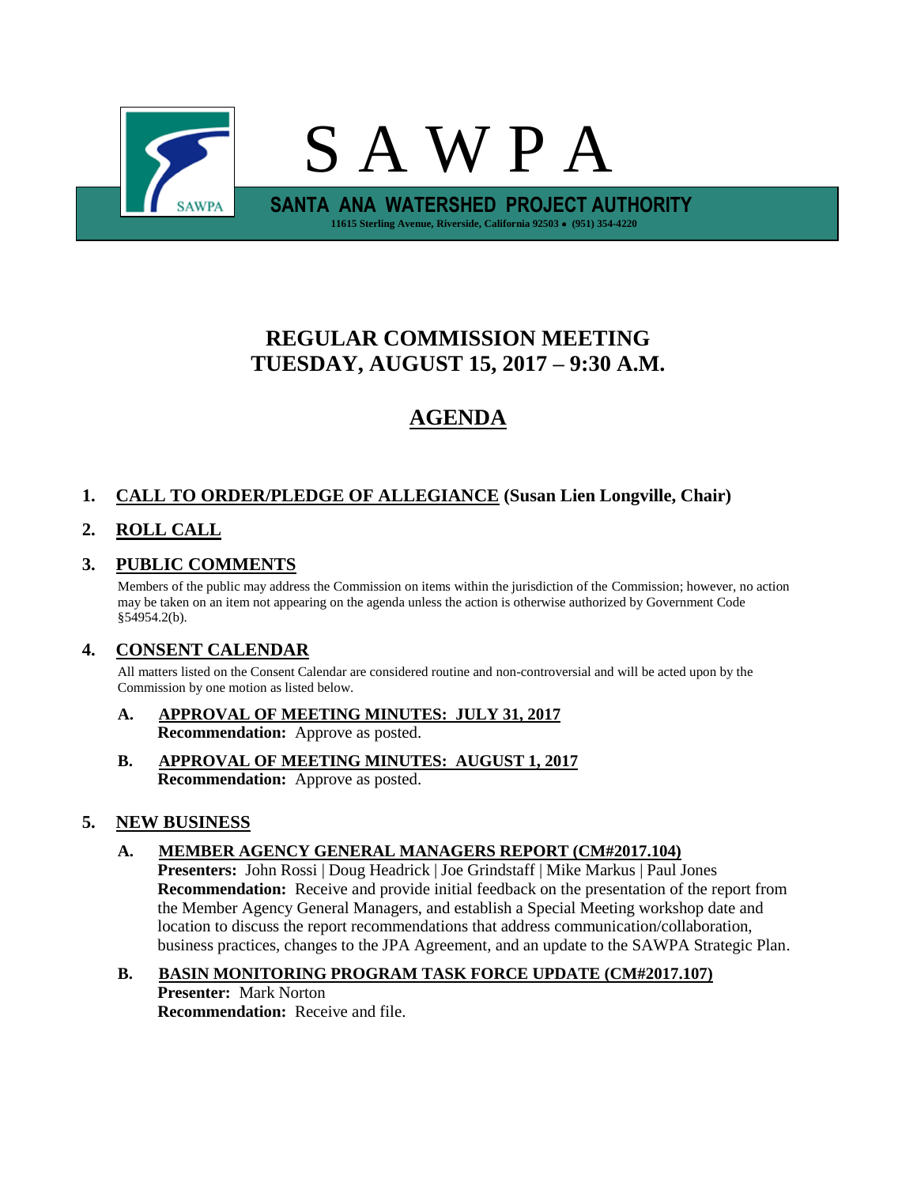# S A W P A

**SANTA ANA WATERSHED PROJECT AUTHORITY**

**11615 Sterling Avenue, Riverside, California 92503 • (951) 354-4220**

## REGULAR COMMISSION MEETING
## TUESDAY, AUGUST 15, 2017 – 9:30 A.M.

## AGENDA

**1. CALL TO ORDER/PLEDGE OF ALLEGIANCE (Susan Lien Longville, Chair)**

**2. ROLL CALL**

**3. PUBLIC COMMENTS**

Members of the public may address the Commission on items within the jurisdiction of the Commission; however, no action may be taken on an item not appearing on the agenda unless the action is otherwise authorized by Government Code §54954.2(b).

**4. CONSENT CALENDAR**

All matters listed on the Consent Calendar are considered routine and non-controversial and will be acted upon by the Commission by one motion as listed below.

**A. APPROVAL OF MEETING MINUTES: JULY 31, 2017**
**Recommendation:** Approve as posted.

**B. APPROVAL OF MEETING MINUTES: AUGUST 1, 2017**
**Recommendation:** Approve as posted.

**5. NEW BUSINESS**

**A. MEMBER AGENCY GENERAL MANAGERS REPORT (CM#2017.104)**
**Presenters:** John Rossi | Doug Headrick | Joe Grindstaff | Mike Markus | Paul Jones
**Recommendation:** Receive and provide initial feedback on the presentation of the report from the Member Agency General Managers, and establish a Special Meeting workshop date and location to discuss the report recommendations that address communication/collaboration, business practices, changes to the JPA Agreement, and an update to the SAWPA Strategic Plan.

**B. BASIN MONITORING PROGRAM TASK FORCE UPDATE (CM#2017.107)**
**Presenter:** Mark Norton
**Recommendation:** Receive and file.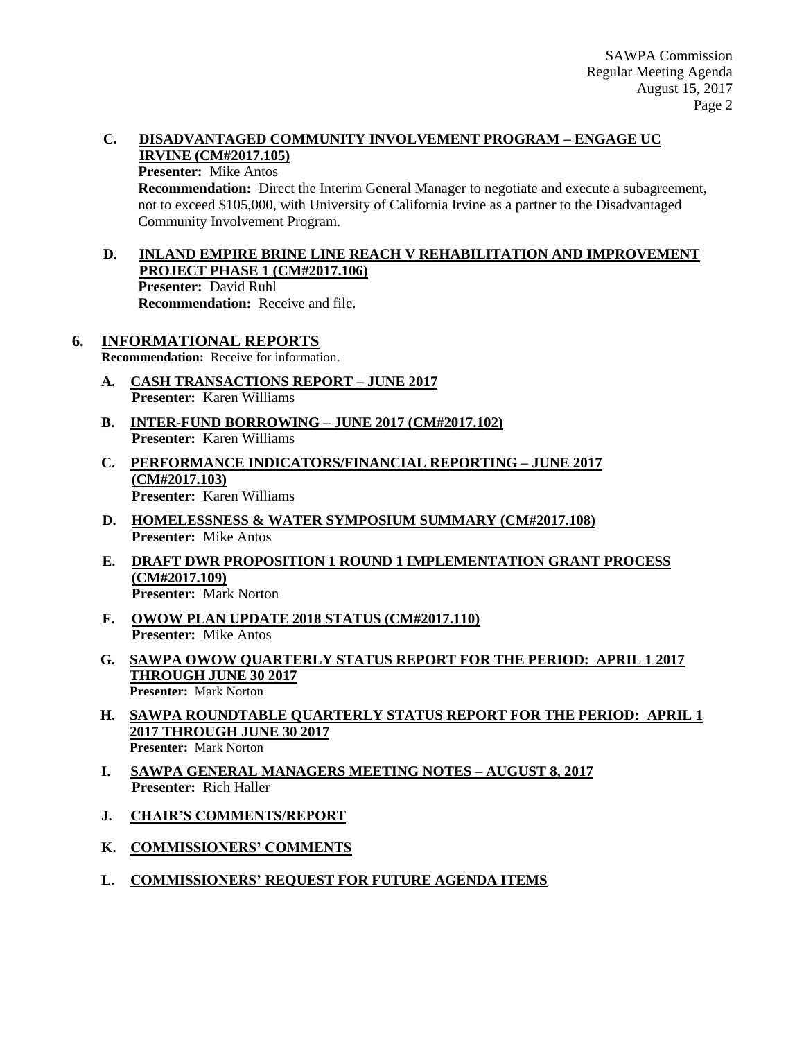**C. DISADVANTAGED COMMUNITY INVOLVEMENT PROGRAM – ENGAGE UC IRVINE (CM#2017.105)**
**Presenter:** Mike Antos
**Recommendation:** Direct the Interim General Manager to negotiate and execute a subagreement, not to exceed $105,000, with University of California Irvine as a partner to the Disadvantaged Community Involvement Program.

**D. INLAND EMPIRE BRINE LINE REACH V REHABILITATION AND IMPROVEMENT PROJECT PHASE 1 (CM#2017.106)**
**Presenter:** David Ruhl
**Recommendation:** Receive and file.

## 6. INFORMATIONAL REPORTS

**Recommendation:** Receive for information.

**A. CASH TRANSACTIONS REPORT – JUNE 2017**
**Presenter:** Karen Williams

**B. INTER-FUND BORROWING – JUNE 2017 (CM#2017.102)**
**Presenter:** Karen Williams

**C. PERFORMANCE INDICATORS/FINANCIAL REPORTING – JUNE 2017 (CM#2017.103)**
**Presenter:** Karen Williams

**D. HOMELESSNESS & WATER SYMPOSIUM SUMMARY (CM#2017.108)**
**Presenter:** Mike Antos

**E. DRAFT DWR PROPOSITION 1 ROUND 1 IMPLEMENTATION GRANT PROCESS (CM#2017.109)**
**Presenter:** Mark Norton

**F. OWOW PLAN UPDATE 2018 STATUS (CM#2017.110)**
**Presenter:** Mike Antos

**G. SAWPA OWOW QUARTERLY STATUS REPORT FOR THE PERIOD: APRIL 1 2017 THROUGH JUNE 30 2017**
**Presenter:** Mark Norton

**H. SAWPA ROUNDTABLE QUARTERLY STATUS REPORT FOR THE PERIOD: APRIL 1 2017 THROUGH JUNE 30 2017**
**Presenter:** Mark Norton

**I. SAWPA GENERAL MANAGERS MEETING NOTES – AUGUST 8, 2017**
**Presenter:** Rich Haller

**J. CHAIR'S COMMENTS/REPORT**

**K. COMMISSIONERS' COMMENTS**

**L. COMMISSIONERS' REQUEST FOR FUTURE AGENDA ITEMS**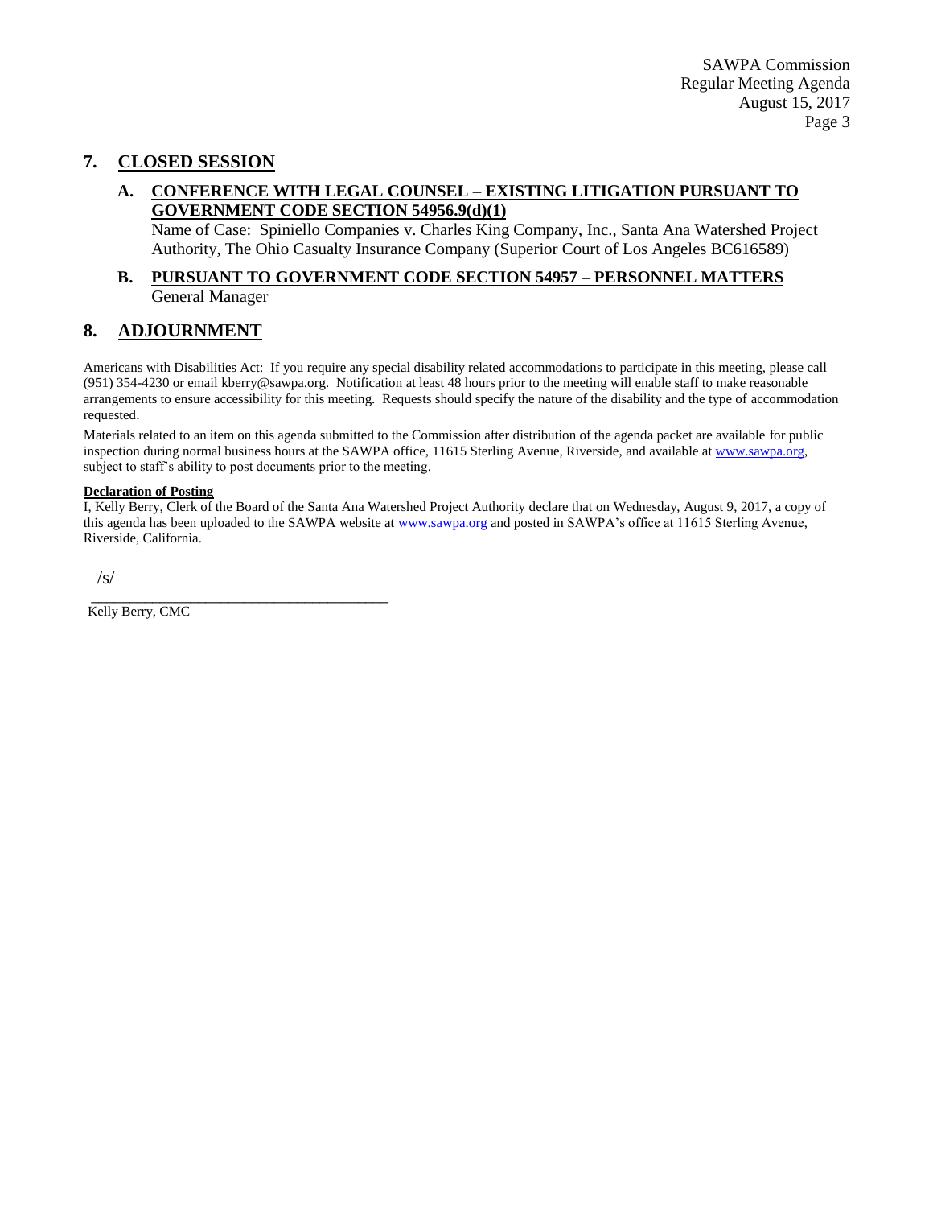## 7. CLOSED SESSION

### A. CONFERENCE WITH LEGAL COUNSEL – EXISTING LITIGATION PURSUANT TO GOVERNMENT CODE SECTION 54956.9(d)(1)

Name of Case: Spiniello Companies v. Charles King Company, Inc., Santa Ana Watershed Project Authority, The Ohio Casualty Insurance Company (Superior Court of Los Angeles BC616589)

### B. PURSUANT TO GOVERNMENT CODE SECTION 54957 – PERSONNEL MATTERS

General Manager

## 8. ADJOURNMENT

Americans with Disabilities Act: If you require any special disability related accommodations to participate in this meeting, please call (951) 354-4230 or email kberry@sawpa.org. Notification at least 48 hours prior to the meeting will enable staff to make reasonable arrangements to ensure accessibility for this meeting. Requests should specify the nature of the disability and the type of accommodation requested.

Materials related to an item on this agenda submitted to the Commission after distribution of the agenda packet are available for public inspection during normal business hours at the SAWPA office, 11615 Sterling Avenue, Riverside, and available at www.sawpa.org, subject to staff's ability to post documents prior to the meeting.

**Declaration of Posting**

I, Kelly Berry, Clerk of the Board of the Santa Ana Watershed Project Authority declare that on Wednesday, August 9, 2017, a copy of this agenda has been uploaded to the SAWPA website at www.sawpa.org and posted in SAWPA's office at 11615 Sterling Avenue, Riverside, California.

/s/

_________________________________________

Kelly Berry, CMC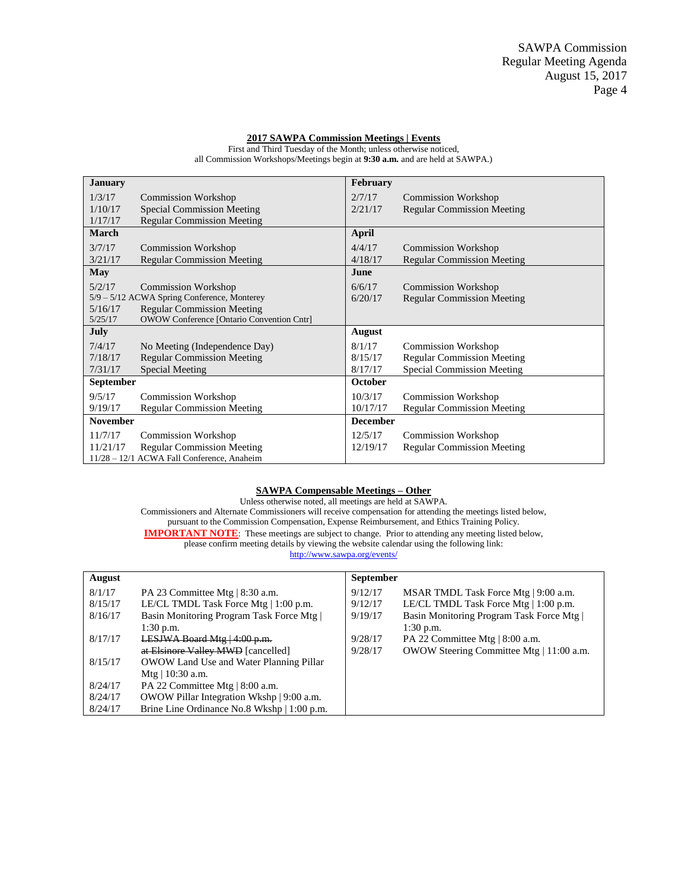**2017 SAWPA Commission Meetings | Events**

First and Third Tuesday of the Month; unless otherwise noticed, all Commission Workshops/Meetings begin at **9:30 a.m.** and are held at SAWPA.)

| | | | |
|---|---|---|---|
| **January** | | **February** | |
| 1/3/17 | Commission Workshop | 2/7/17 | Commission Workshop |
| 1/10/17 | Special Commission Meeting | 2/21/17 | Regular Commission Meeting |
| 1/17/17 | Regular Commission Meeting | | |
| **March** | | **April** | |
| 3/7/17 | Commission Workshop | 4/4/17 | Commission Workshop |
| 3/21/17 | Regular Commission Meeting | 4/18/17 | Regular Commission Meeting |
| **May** | | **June** | |
| 5/2/17 | Commission Workshop | 6/6/17 | Commission Workshop |
| 5/9 – 5/12 ACWA Spring Conference, Monterey | | 6/20/17 | Regular Commission Meeting |
| 5/16/17 | Regular Commission Meeting | | |
| 5/25/17 | OWOW Conference [Ontario Convention Cntr] | | |
| **July** | | **August** | |
| 7/4/17 | No Meeting (Independence Day) | 8/1/17 | Commission Workshop |
| 7/18/17 | Regular Commission Meeting | 8/15/17 | Regular Commission Meeting |
| 7/31/17 | Special Meeting | 8/17/17 | Special Commission Meeting |
| **September** | | **October** | |
| 9/5/17 | Commission Workshop | 10/3/17 | Commission Workshop |
| 9/19/17 | Regular Commission Meeting | 10/17/17 | Regular Commission Meeting |
| **November** | | **December** | |
| 11/7/17 | Commission Workshop | 12/5/17 | Commission Workshop |
| 11/21/17 | Regular Commission Meeting | 12/19/17 | Regular Commission Meeting |
| 11/28 – 12/1 ACWA Fall Conference, Anaheim | | | |

**SAWPA Compensable Meetings – Other**

Unless otherwise noted, all meetings are held at SAWPA.
Commissioners and Alternate Commissioners will receive compensation for attending the meetings listed below, pursuant to the Commission Compensation, Expense Reimbursement, and Ethics Training Policy.
**IMPORTANT NOTE**: These meetings are subject to change. Prior to attending any meeting listed below, please confirm meeting details by viewing the website calendar using the following link:
http://www.sawpa.org/events/

| | | | |
|---|---|---|---|
| **August** | | **September** | |
| 8/1/17 | PA 23 Committee Mtg \| 8:30 a.m. | 9/12/17 | MSAR TMDL Task Force Mtg \| 9:00 a.m. |
| 8/15/17 | LE/CL TMDL Task Force Mtg \| 1:00 p.m. | 9/12/17 | LE/CL TMDL Task Force Mtg \| 1:00 p.m. |
| 8/16/17 | Basin Monitoring Program Task Force Mtg \| 1:30 p.m. | 9/19/17 | Basin Monitoring Program Task Force Mtg \| 1:30 p.m. |
| 8/17/17 | ~~LESJWA Board Mtg \| 4:00 p.m. at Elsinore Valley MWD~~ [cancelled] | 9/28/17 | PA 22 Committee Mtg \| 8:00 a.m. |
| 8/15/17 | OWOW Land Use and Water Planning Pillar Mtg \| 10:30 a.m. | 9/28/17 | OWOW Steering Committee Mtg \| 11:00 a.m. |
| 8/24/17 | PA 22 Committee Mtg \| 8:00 a.m. | | |
| 8/24/17 | OWOW Pillar Integration Wkshp \| 9:00 a.m. | | |
| 8/24/17 | Brine Line Ordinance No.8 Wkshp \| 1:00 p.m. | | |